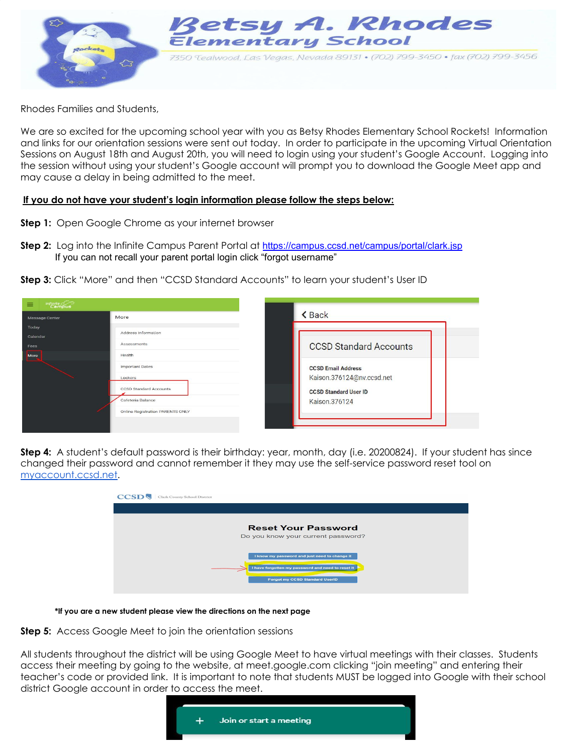# Betsy A. Rhodes Elementary School

7350 Tealwood, Las Vegas, Nevada 89131 • (702) 799-3450 • fax (702) 799-3456

Rhodes Families and Students,

We are so excited for the upcoming school year with you as Betsy Rhodes Elementary School Rockets! Information and links for our orientation sessions were sent out today. In order to participate in the upcoming Virtual Orientation Sessions on August 18th and August 20th, you will need to login using your student's Google Account. Logging into the session without using your student's Google account will prompt you to download the Google Meet app and may cause a delay in being admitted to the meet.

**If you do not have your student's login information please follow the steps below:**

**Step 1:** Open Google Chrome as your internet browser

**Step 2:** Log into the Infinite Campus Parent Portal at https://campus.ccsd.net/campus/portal/clark.jsp
If you can not recall your parent portal login click "forgot username"

**Step 3:** Click "More" and then "CCSD Standard Accounts" to learn your student's User ID

**Step 4:** A student's default password is their birthday: year, month, day (i.e. 20200824). If your student has since changed their password and cannot remember it they may use the self-service password reset tool on myaccount.ccsd.net.

***If you are a new student please view the directions on the next page**

**Step 5:** Access Google Meet to join the orientation sessions

All students throughout the district will be using Google Meet to have virtual meetings with their classes. Students access their meeting by going to the website, at meet.google.com clicking "join meeting" and entering their teacher's code or provided link. It is important to note that students MUST be logged into Google with their school district Google account in order to access the meet.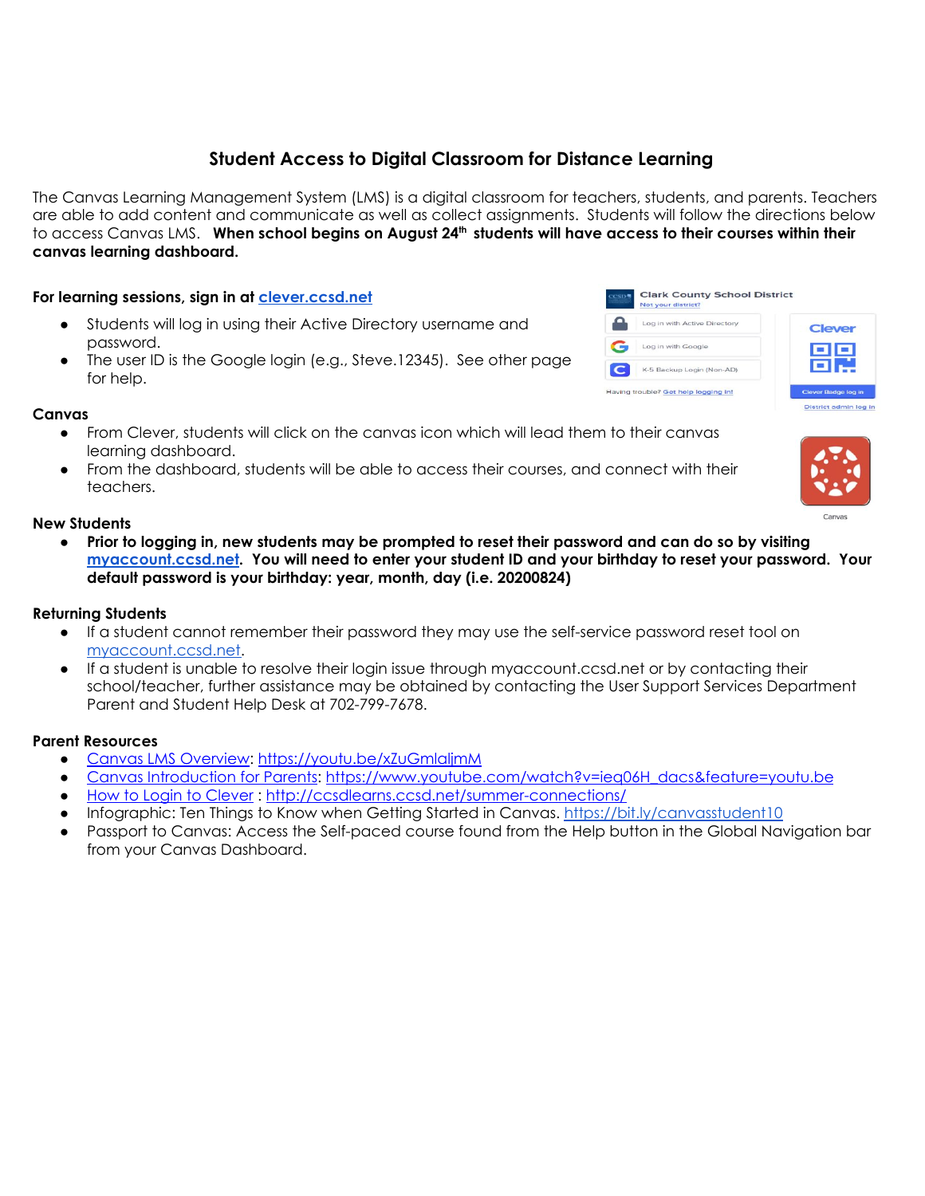## Student Access to Digital Classroom for Distance Learning

The Canvas Learning Management System (LMS) is a digital classroom for teachers, students, and parents. Teachers are able to add content and communicate as well as collect assignments. Students will follow the directions below to access Canvas LMS. **When school begins on August 24th students will have access to their courses within their canvas learning dashboard.**

**For learning sessions, sign in at [clever.ccsd.net](clever.ccsd.net)**

- Students will log in using their Active Directory username and password.
- The user ID is the Google login (e.g., Steve.12345). See other page for help.

**Canvas**

- From Clever, students will click on the canvas icon which will lead them to their canvas learning dashboard.
- From the dashboard, students will be able to access their courses, and connect with their teachers.

**New Students**

- **Prior to logging in, new students may be prompted to reset their password and can do so by visiting [myaccount.ccsd.net](myaccount.ccsd.net). You will need to enter your student ID and your birthday to reset your password. Your default password is your birthday: year, month, day (i.e. 20200824)**

**Returning Students**

- If a student cannot remember their password they may use the self-service password reset tool on [myaccount.ccsd.net](myaccount.ccsd.net).
- If a student is unable to resolve their login issue through myaccount.ccsd.net or by contacting their school/teacher, further assistance may be obtained by contacting the User Support Services Department Parent and Student Help Desk at 702-799-7678.

**Parent Resources**

- Canvas LMS Overview: https://youtu.be/xZuGmlaljmM
- Canvas Introduction for Parents: https://www.youtube.com/watch?v=ieq06H_dacs&feature=youtu.be
- How to Login to Clever : http://ccsdlearns.ccsd.net/summer-connections/
- Infographic: Ten Things to Know when Getting Started in Canvas. https://bit.ly/canvasstudent10
- Passport to Canvas: Access the Self-paced course found from the Help button in the Global Navigation bar from your Canvas Dashboard.